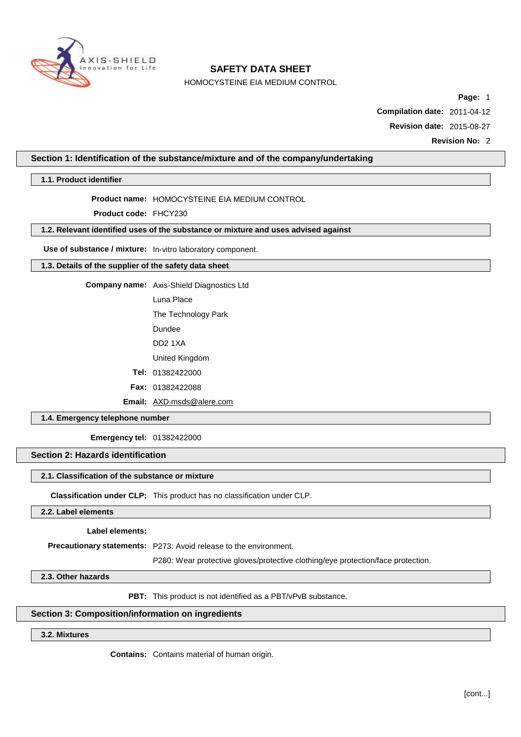# SAFETY DATA SHEET

HOMOCYSTEINE EIA MEDIUM CONTROL

**Compilation date:** 2011-04-12

**Revision date:** 2015-08-27

**Revision No:** 2

## Section 1: Identification of the substance/mixture and of the company/undertaking

### 1.1. Product identifier

**Product name:** HOMOCYSTEINE EIA MEDIUM CONTROL

**Product code:** FHCY230

### 1.2. Relevant identified uses of the substance or mixture and uses advised against

**Use of substance / mixture:** In-vitro laboratory component.

### 1.3. Details of the supplier of the safety data sheet

**Company name:** Axis-Shield Diagnostics Ltd

Luna Place

The Technology Park

Dundee

DD2 1XA

United Kingdom

**Tel:** 01382422000

**Fax:** 01382422088

**Email:** AXD.msds@alere.com

### 1.4. Emergency telephone number

**Emergency tel:** 01382422000

## Section 2: Hazards identification

### 2.1. Classification of the substance or mixture

**Classification under CLP:** This product has no classification under CLP.

### 2.2. Label elements

**Label elements:**

**Precautionary statements:** P273: Avoid release to the environment.

P280: Wear protective gloves/protective clothing/eye protection/face protection.

### 2.3. Other hazards

**PBT:** This product is not identified as a PBT/vPvB substance.

## Section 3: Composition/information on ingredients

### 3.2. Mixtures

**Contains:** Contains material of human origin.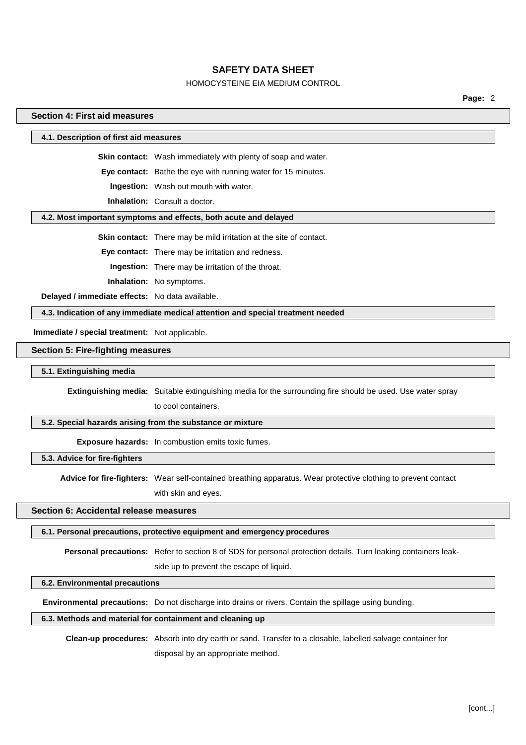## Section 4: First aid measures

### 4.1. Description of first aid measures

**Skin contact:** Wash immediately with plenty of soap and water.

**Eye contact:** Bathe the eye with running water for 15 minutes.

**Ingestion:** Wash out mouth with water.

**Inhalation:** Consult a doctor.

### 4.2. Most important symptoms and effects, both acute and delayed

**Skin contact:** There may be mild irritation at the site of contact.

**Eye contact:** There may be irritation and redness.

**Ingestion:** There may be irritation of the throat.

**Inhalation:** No symptoms.

**Delayed / immediate effects:** No data available.

### 4.3. Indication of any immediate medical attention and special treatment needed

**Immediate / special treatment:** Not applicable.

## Section 5: Fire-fighting measures

### 5.1. Extinguishing media

**Extinguishing media:** Suitable extinguishing media for the surrounding fire should be used. Use water spray to cool containers.

### 5.2. Special hazards arising from the substance or mixture

**Exposure hazards:** In combustion emits toxic fumes.

### 5.3. Advice for fire-fighters

**Advice for fire-fighters:** Wear self-contained breathing apparatus. Wear protective clothing to prevent contact with skin and eyes.

## Section 6: Accidental release measures

### 6.1. Personal precautions, protective equipment and emergency procedures

**Personal precautions:** Refer to section 8 of SDS for personal protection details. Turn leaking containers leak-side up to prevent the escape of liquid.

### 6.2. Environmental precautions

**Environmental precautions:** Do not discharge into drains or rivers. Contain the spillage using bunding.

### 6.3. Methods and material for containment and cleaning up

**Clean-up procedures:** Absorb into dry earth or sand. Transfer to a closable, labelled salvage container for disposal by an appropriate method.

[cont...]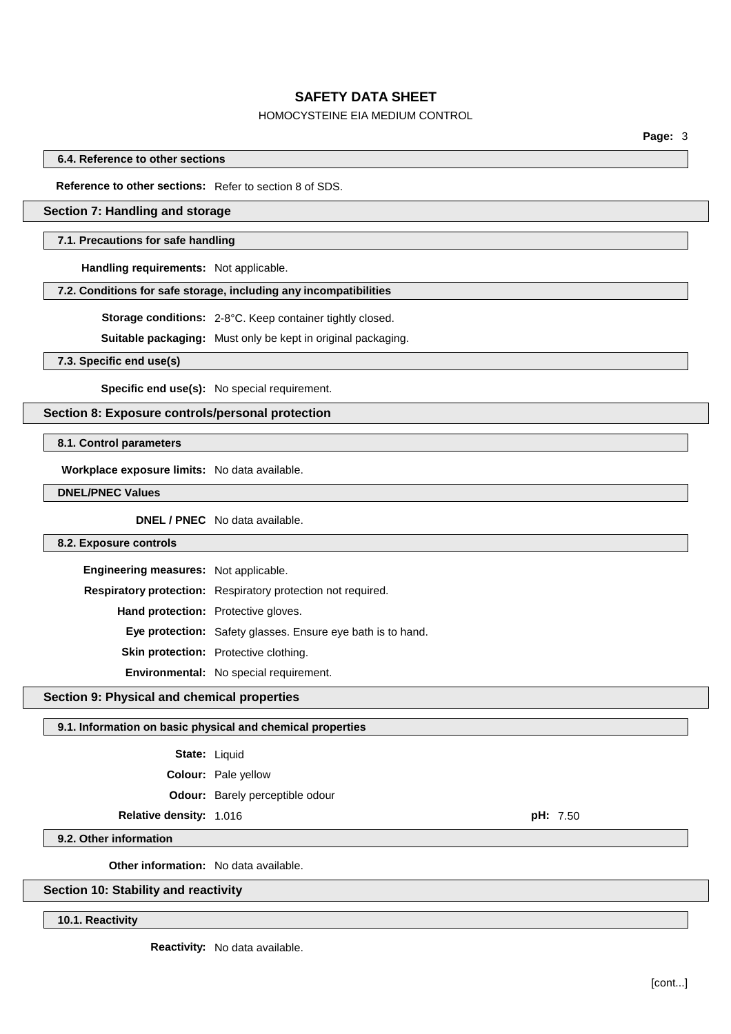### 6.4. Reference to other sections

**Reference to other sections:** Refer to section 8 of SDS.

## Section 7: Handling and storage

### 7.1. Precautions for safe handling

**Handling requirements:** Not applicable.

### 7.2. Conditions for safe storage, including any incompatibilities

**Storage conditions:** 2-8°C. Keep container tightly closed.

**Suitable packaging:** Must only be kept in original packaging.

### 7.3. Specific end use(s)

**Specific end use(s):** No special requirement.

## Section 8: Exposure controls/personal protection

### 8.1. Control parameters

**Workplace exposure limits:** No data available.

### DNEL/PNEC Values

**DNEL / PNEC** No data available.

### 8.2. Exposure controls

**Engineering measures:** Not applicable.

**Respiratory protection:** Respiratory protection not required.

**Hand protection:** Protective gloves.

**Eye protection:** Safety glasses. Ensure eye bath is to hand.

**Skin protection:** Protective clothing.

**Environmental:** No special requirement.

## Section 9: Physical and chemical properties

### 9.1. Information on basic physical and chemical properties

**State:** Liquid

**Colour:** Pale yellow

**Odour:** Barely perceptible odour

**Relative density:** 1.016

**pH:** 7.50

### 9.2. Other information

**Other information:** No data available.

## Section 10: Stability and reactivity

### 10.1. Reactivity

**Reactivity:** No data available.

[cont...]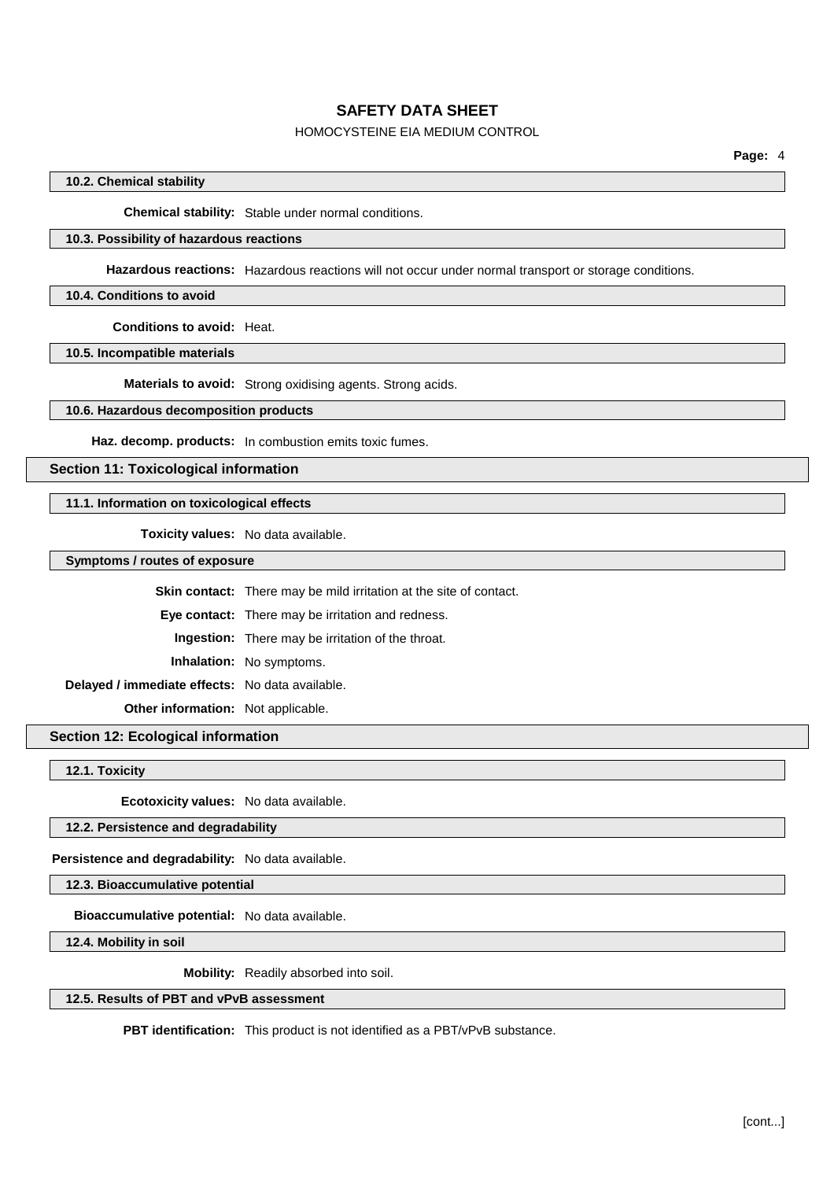### 10.2. Chemical stability

**Chemical stability:** Stable under normal conditions.

### 10.3. Possibility of hazardous reactions

**Hazardous reactions:** Hazardous reactions will not occur under normal transport or storage conditions.

### 10.4. Conditions to avoid

**Conditions to avoid:** Heat.

### 10.5. Incompatible materials

**Materials to avoid:** Strong oxidising agents. Strong acids.

### 10.6. Hazardous decomposition products

**Haz. decomp. products:** In combustion emits toxic fumes.

## Section 11: Toxicological information

### 11.1. Information on toxicological effects

**Toxicity values:** No data available.

### Symptoms / routes of exposure

**Skin contact:** There may be mild irritation at the site of contact.

**Eye contact:** There may be irritation and redness.

**Ingestion:** There may be irritation of the throat.

**Inhalation:** No symptoms.

**Delayed / immediate effects:** No data available.

**Other information:** Not applicable.

## Section 12: Ecological information

### 12.1. Toxicity

**Ecotoxicity values:** No data available.

### 12.2. Persistence and degradability

**Persistence and degradability:** No data available.

### 12.3. Bioaccumulative potential

**Bioaccumulative potential:** No data available.

### 12.4. Mobility in soil

**Mobility:** Readily absorbed into soil.

### 12.5. Results of PBT and vPvB assessment

**PBT identification:** This product is not identified as a PBT/vPvB substance.

[cont...]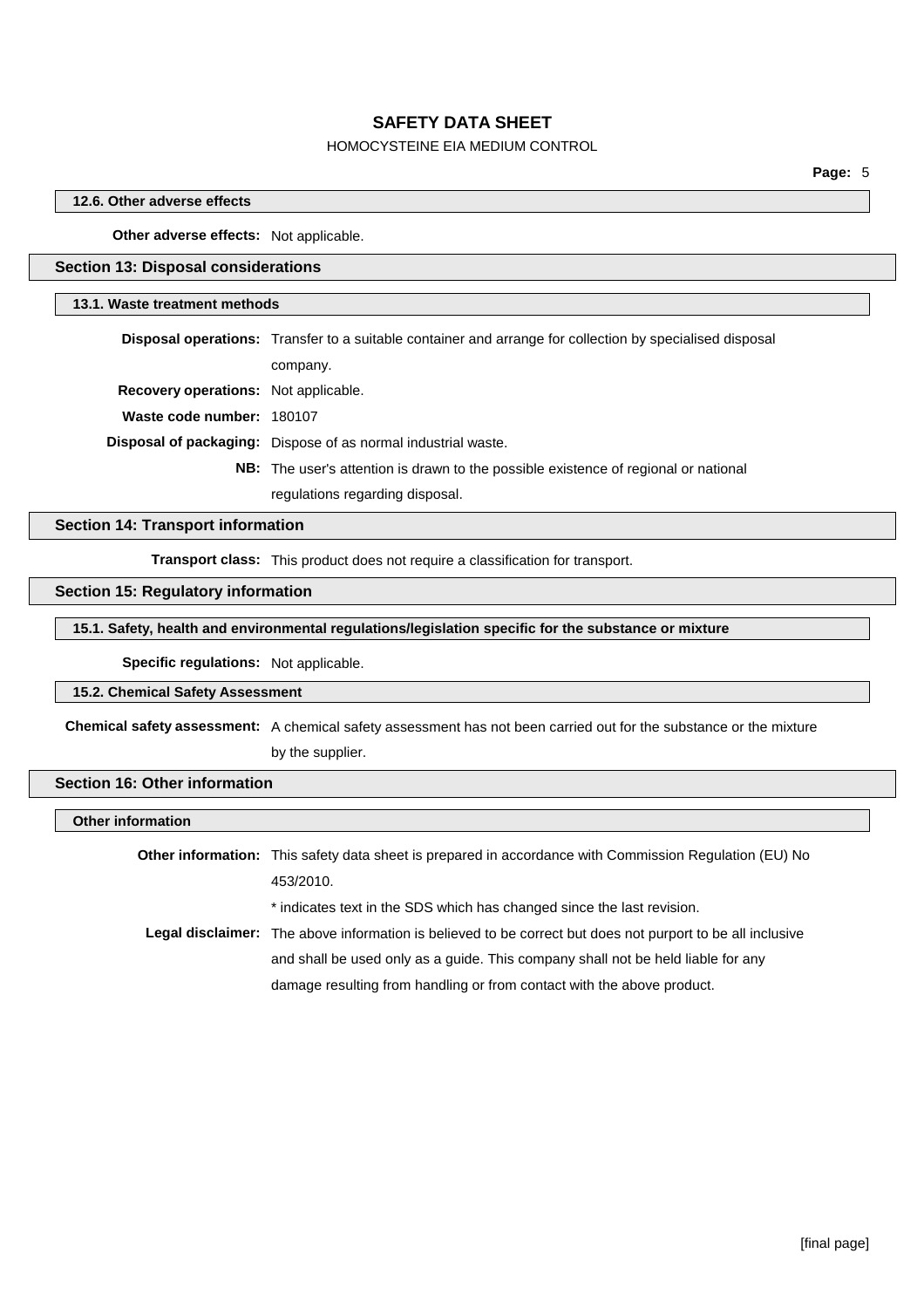### 12.6. Other adverse effects

**Other adverse effects:** Not applicable.

## Section 13: Disposal considerations

### 13.1. Waste treatment methods

**Disposal operations:** Transfer to a suitable container and arrange for collection by specialised disposal company.

**Recovery operations:** Not applicable.

**Waste code number:** 180107

**Disposal of packaging:** Dispose of as normal industrial waste.

**NB:** The user's attention is drawn to the possible existence of regional or national regulations regarding disposal.

## Section 14: Transport information

**Transport class:** This product does not require a classification for transport.

## Section 15: Regulatory information

### 15.1. Safety, health and environmental regulations/legislation specific for the substance or mixture

**Specific regulations:** Not applicable.

### 15.2. Chemical Safety Assessment

**Chemical safety assessment:** A chemical safety assessment has not been carried out for the substance or the mixture by the supplier.

## Section 16: Other information

### Other information

**Other information:** This safety data sheet is prepared in accordance with Commission Regulation (EU) No 453/2010.

* indicates text in the SDS which has changed since the last revision.

**Legal disclaimer:** The above information is believed to be correct but does not purport to be all inclusive and shall be used only as a guide. This company shall not be held liable for any damage resulting from handling or from contact with the above product.

[final page]